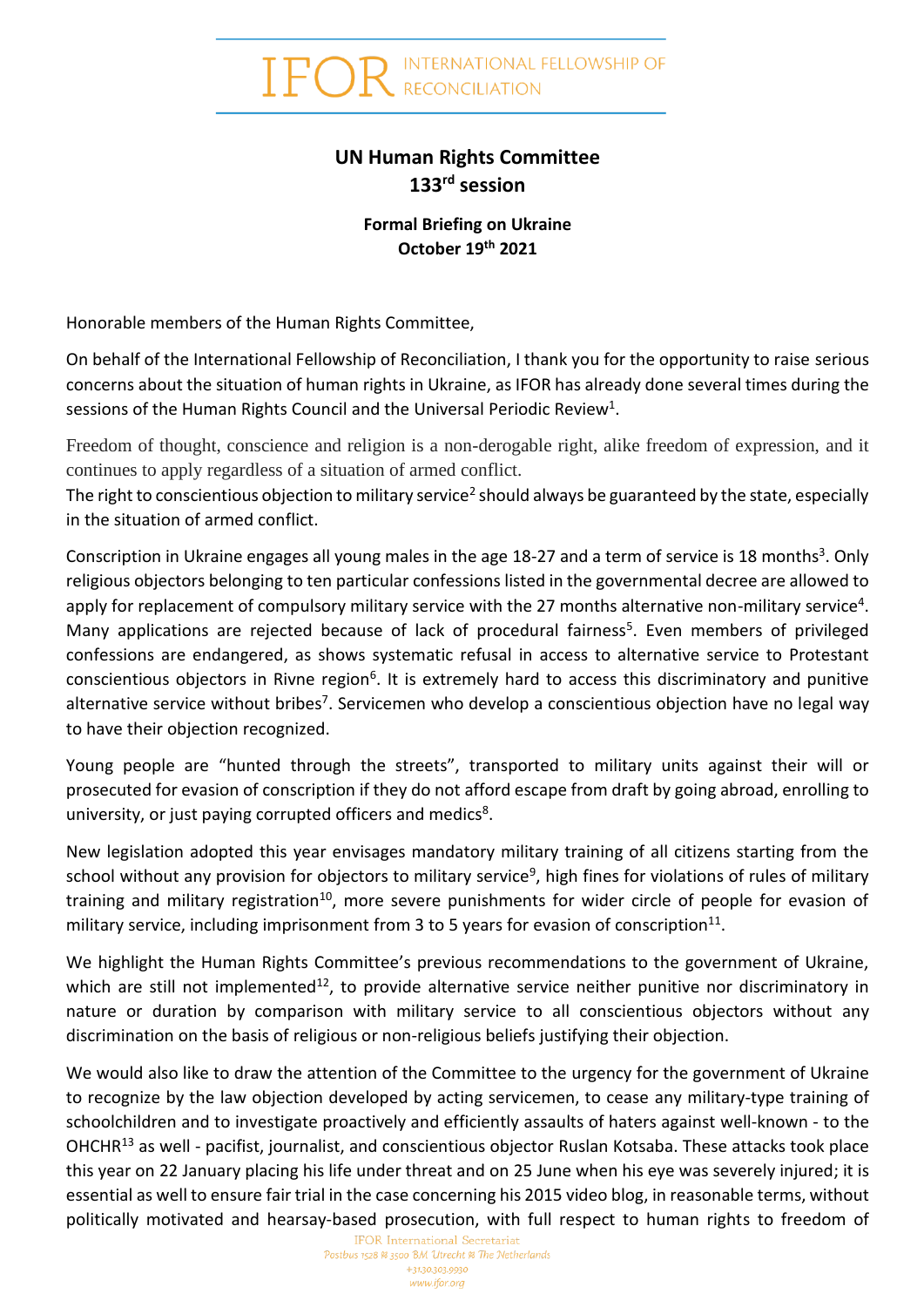IFOR INTERNATIONAL FELLOWSHIP OF RECONCILIATION

## UN Human Rights Committee
## 133rd session

**Formal Briefing on Ukraine**
**October 19th 2021**

Honorable members of the Human Rights Committee,

On behalf of the International Fellowship of Reconciliation, I thank you for the opportunity to raise serious concerns about the situation of human rights in Ukraine, as IFOR has already done several times during the sessions of the Human Rights Council and the Universal Periodic Review[1].

Freedom of thought, conscience and religion is a non-derogable right, alike freedom of expression, and it continues to apply regardless of a situation of armed conflict.
The right to conscientious objection to military service[2] should always be guaranteed by the state, especially in the situation of armed conflict.

Conscription in Ukraine engages all young males in the age 18-27 and a term of service is 18 months[3]. Only religious objectors belonging to ten particular confessions listed in the governmental decree are allowed to apply for replacement of compulsory military service with the 27 months alternative non-military service[4]. Many applications are rejected because of lack of procedural fairness[5]. Even members of privileged confessions are endangered, as shows systematic refusal in access to alternative service to Protestant conscientious objectors in Rivne region[6]. It is extremely hard to access this discriminatory and punitive alternative service without bribes[7]. Servicemen who develop a conscientious objection have no legal way to have their objection recognized.

Young people are "hunted through the streets", transported to military units against their will or prosecuted for evasion of conscription if they do not afford escape from draft by going abroad, enrolling to university, or just paying corrupted officers and medics[8].

New legislation adopted this year envisages mandatory military training of all citizens starting from the school without any provision for objectors to military service[9], high fines for violations of rules of military training and military registration[10], more severe punishments for wider circle of people for evasion of military service, including imprisonment from 3 to 5 years for evasion of conscription[11].

We highlight the Human Rights Committee's previous recommendations to the government of Ukraine, which are still not implemented[12], to provide alternative service neither punitive nor discriminatory in nature or duration by comparison with military service to all conscientious objectors without any discrimination on the basis of religious or non-religious beliefs justifying their objection.

We would also like to draw the attention of the Committee to the urgency for the government of Ukraine to recognize by the law objection developed by acting servicemen, to cease any military-type training of schoolchildren and to investigate proactively and efficiently assaults of haters against well-known - to the OHCHR[13] as well - pacifist, journalist, and conscientious objector Ruslan Kotsaba. These attacks took place this year on 22 January placing his life under threat and on 25 June when his eye was severely injured; it is essential as well to ensure fair trial in the case concerning his 2015 video blog, in reasonable terms, without politically motivated and hearsay-based prosecution, with full respect to human rights to freedom of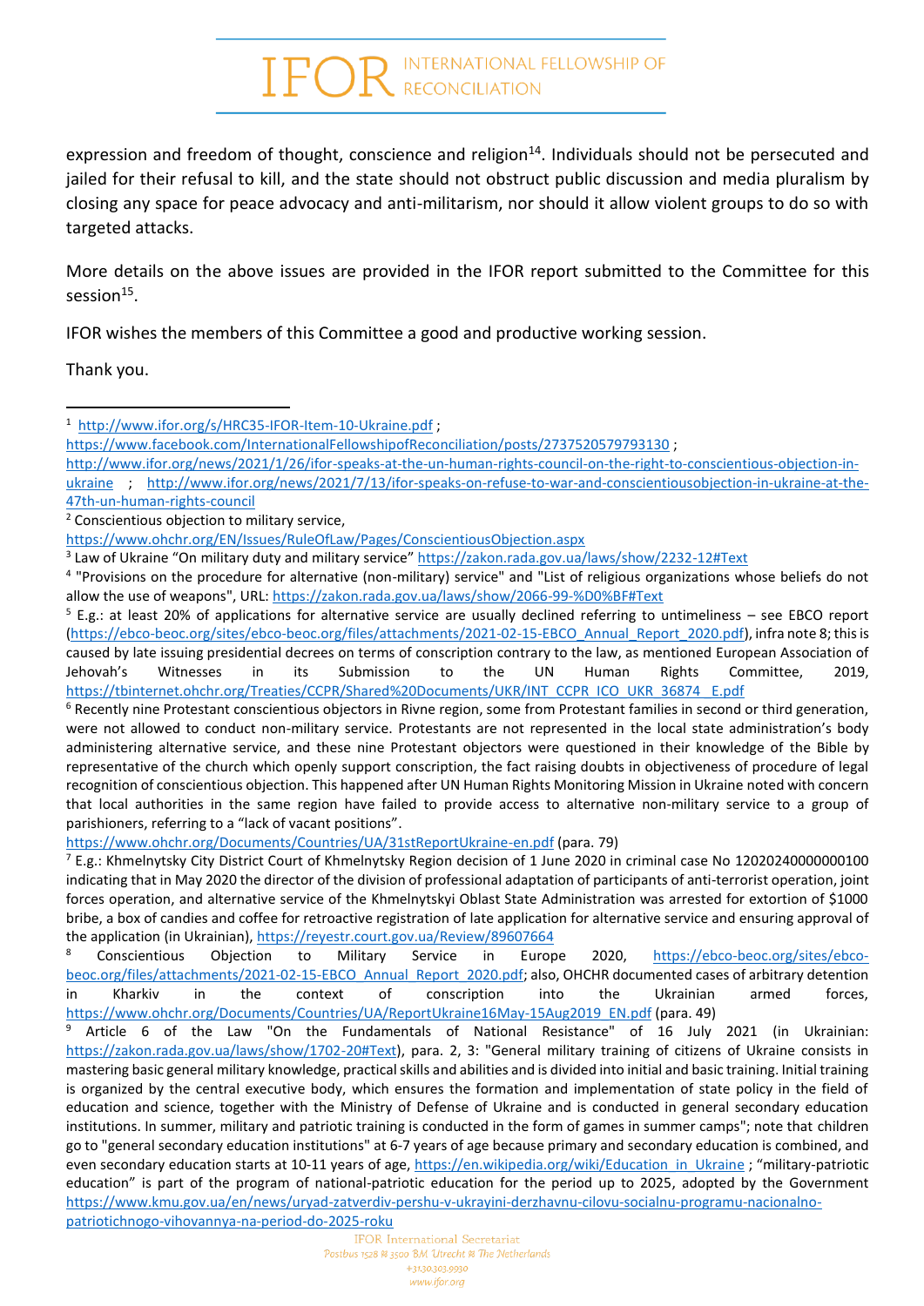expression and freedom of thought, conscience and religion[14]. Individuals should not be persecuted and jailed for their refusal to kill, and the state should not obstruct public discussion and media pluralism by closing any space for peace advocacy and anti-militarism, nor should it allow violent groups to do so with targeted attacks.

More details on the above issues are provided in the IFOR report submitted to the Committee for this session[15].

IFOR wishes the members of this Committee a good and productive working session.

Thank you.

---

[1] http://www.ifor.org/s/HRC35-IFOR-Item-10-Ukraine.pdf ; https://www.facebook.com/InternationalFellowshipofReconciliation/posts/2737520579793130 ; http://www.ifor.org/news/2021/1/26/ifor-speaks-at-the-un-human-rights-council-on-the-right-to-conscientious-objection-in-ukraine ; http://www.ifor.org/news/2021/7/13/ifor-speaks-on-refuse-to-war-and-conscientiousobjection-in-ukraine-at-the-47th-un-human-rights-council

[2] Conscientious objection to military service, https://www.ohchr.org/EN/Issues/RuleOfLaw/Pages/ConscientiousObjection.aspx

[3] Law of Ukraine "On military duty and military service" https://zakon.rada.gov.ua/laws/show/2232-12#Text

[4] "Provisions on the procedure for alternative (non-military) service" and "List of religious organizations whose beliefs do not allow the use of weapons", URL: https://zakon.rada.gov.ua/laws/show/2066-99-%D0%BF#Text

[5] E.g.: at least 20% of applications for alternative service are usually declined referring to untimeliness – see EBCO report (https://ebco-beoc.org/sites/ebco-beoc.org/files/attachments/2021-02-15-EBCO_Annual_Report_2020.pdf), infra note 8; this is caused by late issuing presidential decrees on terms of conscription contrary to the law, as mentioned European Association of Jehovah's Witnesses in its Submission to the UN Human Rights Committee, 2019, https://tbinternet.ohchr.org/Treaties/CCPR/Shared%20Documents/UKR/INT_CCPR_ICO_UKR_36874_E.pdf

[6] Recently nine Protestant conscientious objectors in Rivne region, some from Protestant families in second or third generation, were not allowed to conduct non-military service. Protestants are not represented in the local state administration's body administering alternative service, and these nine Protestant objectors were questioned in their knowledge of the Bible by representative of the church which openly support conscription, the fact raising doubts in objectiveness of procedure of legal recognition of conscientious objection. This happened after UN Human Rights Monitoring Mission in Ukraine noted with concern that local authorities in the same region have failed to provide access to alternative non-military service to a group of parishioners, referring to a "lack of vacant positions". https://www.ohchr.org/Documents/Countries/UA/31stReportUkraine-en.pdf (para. 79)

[7] E.g.: Khmelnytsky City District Court of Khmelnytsky Region decision of 1 June 2020 in criminal case No 12020240000000100 indicating that in May 2020 the director of the division of professional adaptation of participants of anti-terrorist operation, joint forces operation, and alternative service of the Khmelnytskyi Oblast State Administration was arrested for extortion of $1000 bribe, a box of candies and coffee for retroactive registration of late application for alternative service and ensuring approval of the application (in Ukrainian), https://reyestr.court.gov.ua/Review/89607664

[8] Conscientious Objection to Military Service in Europe 2020, https://ebco-beoc.org/sites/ebco-beoc.org/files/attachments/2021-02-15-EBCO_Annual_Report_2020.pdf; also, OHCHR documented cases of arbitrary detention in Kharkiv in the context of conscription into the Ukrainian armed forces, https://www.ohchr.org/Documents/Countries/UA/ReportUkraine16May-15Aug2019_EN.pdf (para. 49)

[9] Article 6 of the Law "On the Fundamentals of National Resistance" of 16 July 2021 (in Ukrainian: https://zakon.rada.gov.ua/laws/show/1702-20#Text), para. 2, 3: "General military training of citizens of Ukraine consists in mastering basic general military knowledge, practical skills and abilities and is divided into initial and basic training. Initial training is organized by the central executive body, which ensures the formation and implementation of state policy in the field of education and science, together with the Ministry of Defense of Ukraine and is conducted in general secondary education institutions. In summer, military and patriotic training is conducted in the form of games in summer camps"; note that children go to "general secondary education institutions" at 6-7 years of age because primary and secondary education is combined, and even secondary education starts at 10-11 years of age, https://en.wikipedia.org/wiki/Education_in_Ukraine ; "military-patriotic education" is part of the program of national-patriotic education for the period up to 2025, adopted by the Government https://www.kmu.gov.ua/en/news/uryad-zatverdiv-pershu-v-ukrayini-derzhavnu-cilovu-socialnu-programu-nacionalno-patriotichnogo-vihovannya-na-period-do-2025-roku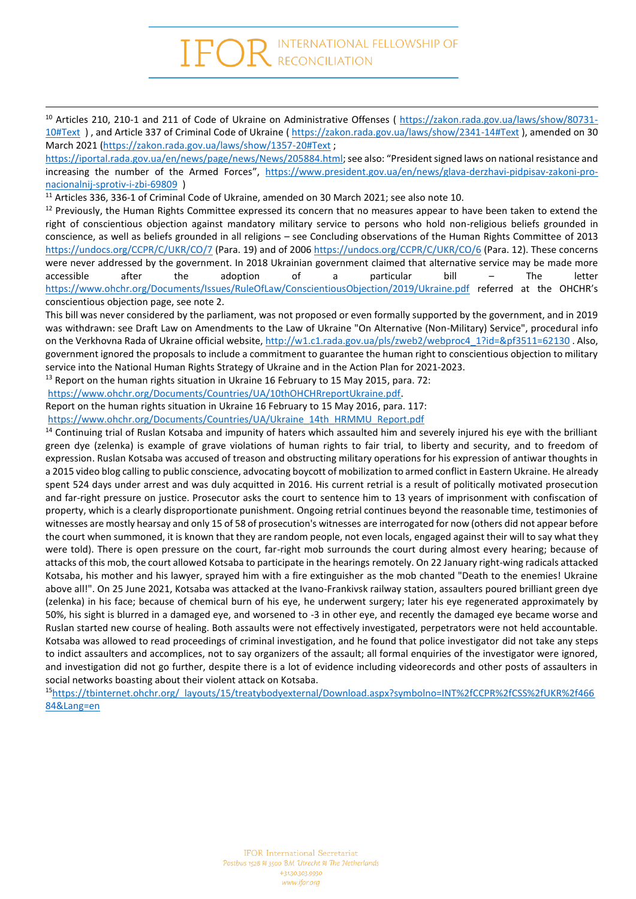[10] Articles 210, 210-1 and 211 of Code of Ukraine on Administrative Offenses ( https://zakon.rada.gov.ua/laws/show/80731-10#Text ) , and Article 337 of Criminal Code of Ukraine ( https://zakon.rada.gov.ua/laws/show/2341-14#Text ), amended on 30 March 2021 (https://zakon.rada.gov.ua/laws/show/1357-20#Text ; https://iportal.rada.gov.ua/en/news/page/news/News/205884.html; see also: "President signed laws on national resistance and increasing the number of the Armed Forces", https://www.president.gov.ua/en/news/glava-derzhavi-pidpisav-zakoni-pro-nacionalnij-sprotiv-i-zbi-69809 )

[11] Articles 336, 336-1 of Criminal Code of Ukraine, amended on 30 March 2021; see also note 10.

[12] Previously, the Human Rights Committee expressed its concern that no measures appear to have been taken to extend the right of conscientious objection against mandatory military service to persons who hold non-religious beliefs grounded in conscience, as well as beliefs grounded in all religions – see Concluding observations of the Human Rights Committee of 2013 https://undocs.org/CCPR/C/UKR/CO/7 (Para. 19) and of 2006 https://undocs.org/CCPR/C/UKR/CO/6 (Para. 12). These concerns were never addressed by the government. In 2018 Ukrainian government claimed that alternative service may be made more accessible after the adoption of a particular bill – The letter https://www.ohchr.org/Documents/Issues/RuleOfLaw/ConscientiousObjection/2019/Ukraine.pdf referred at the OHCHR's conscientious objection page, see note 2.

This bill was never considered by the parliament, was not proposed or even formally supported by the government, and in 2019 was withdrawn: see Draft Law on Amendments to the Law of Ukraine "On Alternative (Non-Military) Service", procedural info on the Verkhovna Rada of Ukraine official website, http://w1.c1.rada.gov.ua/pls/zweb2/webproc4_1?id=&pf3511=62130 . Also, government ignored the proposals to include a commitment to guarantee the human right to conscientious objection to military service into the National Human Rights Strategy of Ukraine and in the Action Plan for 2021-2023.

[13] Report on the human rights situation in Ukraine 16 February to 15 May 2015, para. 72: https://www.ohchr.org/Documents/Countries/UA/10thOHCHRreportUkraine.pdf.

Report on the human rights situation in Ukraine 16 February to 15 May 2016, para. 117: https://www.ohchr.org/Documents/Countries/UA/Ukraine_14th_HRMMU_Report.pdf

[14] Continuing trial of Ruslan Kotsaba and impunity of haters which assaulted him and severely injured his eye with the brilliant green dye (zelenka) is example of grave violations of human rights to fair trial, to liberty and security, and to freedom of expression. Ruslan Kotsaba was accused of treason and obstructing military operations for his expression of antiwar thoughts in a 2015 video blog calling to public conscience, advocating boycott of mobilization to armed conflict in Eastern Ukraine. He already spent 524 days under arrest and was duly acquitted in 2016. His current retrial is a result of politically motivated prosecution and far-right pressure on justice. Prosecutor asks the court to sentence him to 13 years of imprisonment with confiscation of property, which is a clearly disproportionate punishment. Ongoing retrial continues beyond the reasonable time, testimonies of witnesses are mostly hearsay and only 15 of 58 of prosecution's witnesses are interrogated for now (others did not appear before the court when summoned, it is known that they are random people, not even locals, engaged against their will to say what they were told). There is open pressure on the court, far-right mob surrounds the court during almost every hearing; because of attacks of this mob, the court allowed Kotsaba to participate in the hearings remotely. On 22 January right-wing radicals attacked Kotsaba, his mother and his lawyer, sprayed him with a fire extinguisher as the mob chanted "Death to the enemies! Ukraine above all!". On 25 June 2021, Kotsaba was attacked at the Ivano-Frankivsk railway station, assaulters poured brilliant green dye (zelenka) in his face; because of chemical burn of his eye, he underwent surgery; later his eye regenerated approximately by 50%, his sight is blurred in a damaged eye, and worsened to -3 in other eye, and recently the damaged eye became worse and Ruslan started new course of healing. Both assaults were not effectively investigated, perpetrators were not held accountable. Kotsaba was allowed to read proceedings of criminal investigation, and he found that police investigator did not take any steps to indict assaulters and accomplices, not to say organizers of the assault; all formal enquiries of the investigator were ignored, and investigation did not go further, despite there is a lot of evidence including videorecords and other posts of assaulters in social networks boasting about their violent attack on Kotsaba.

[15] https://tbinternet.ohchr.org/_layouts/15/treatybodyexternal/Download.aspx?symbolno=INT%2fCCPR%2fCSS%2fUKR%2f46684&Lang=en